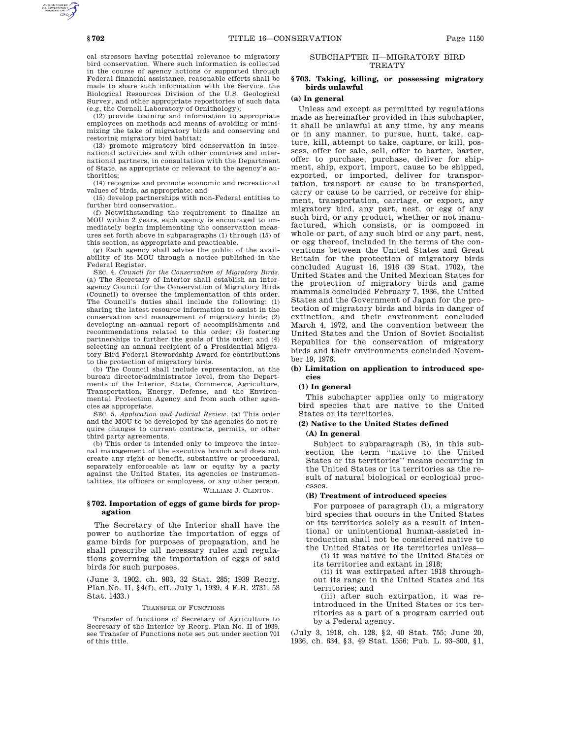cal stressors having potential relevance to migratory bird conservation. Where such information is collected in the course of agency actions or supported through Federal financial assistance, reasonable efforts shall be made to share such information with the Service, the Biological Resources Division of the U.S. Geological Survey, and other appropriate repositories of such data (e.g, the Cornell Laboratory of Ornithology);

(12) provide training and information to appropriate employees on methods and means of avoiding or minimizing the take of migratory birds and conserving and restoring migratory bird habitat;

(13) promote migratory bird conservation in international activities and with other countries and international partners, in consultation with the Department of State, as appropriate or relevant to the agency's authorities;

(14) recognize and promote economic and recreational values of birds, as appropriate; and

(15) develop partnerships with non-Federal entities to further bird conservation.

(f) Notwithstanding the requirement to finalize an MOU within 2 years, each agency is encouraged to immediately begin implementing the conservation measures set forth above in subparagraphs (1) through (15) of this section, as appropriate and practicable.

(g) Each agency shall advise the public of the availability of its MOU through a notice published in the Federal Register.

SEC. 4. *Council for the Conservation of Migratory Birds*. (a) The Secretary of Interior shall establish an interagency Council for the Conservation of Migratory Birds (Council) to oversee the implementation of this order. The Council's duties shall include the following: (1) sharing the latest resource information to assist in the conservation and management of migratory birds; (2) developing an annual report of accomplishments and recommendations related to this order; (3) fostering partnerships to further the goals of this order; and (4) selecting an annual recipient of a Presidential Migratory Bird Federal Stewardship Award for contributions to the protection of migratory birds.

(b) The Council shall include representation, at the bureau director/administrator level, from the Departments of the Interior, State, Commerce, Agriculture, Transportation, Energy, Defense, and the Environmental Protection Agency and from such other agencies as appropriate.

SEC. 5. *Application and Judicial Review*. (a) This order and the MOU to be developed by the agencies do not require changes to current contracts, permits, or other third party agreements.

(b) This order is intended only to improve the internal management of the executive branch and does not create any right or benefit, substantive or procedural, separately enforceable at law or equity by a party against the United States, its agencies or instrumentalities, its officers or employees, or any other person.

WILLIAM J. CLINTON.

### § 702. Importation of eggs of game birds for propagation

The Secretary of the Interior shall have the power to authorize the importation of eggs of game birds for purposes of propagation, and he shall prescribe all necessary rules and regulations governing the importation of eggs of said birds for such purposes.

(June 3, 1902, ch. 983, 32 Stat. 285; 1939 Reorg. Plan No. II, §4(f), eff. July 1, 1939, 4 F.R. 2731, 53 Stat. 1433.)

TRANSFER OF FUNCTIONS

Transfer of functions of Secretary of Agriculture to Secretary of the Interior by Reorg. Plan No. II of 1939, see Transfer of Functions note set out under section 701 of this title.

## SUBCHAPTER II—MIGRATORY BIRD TREATY

### § 703. Taking, killing, or possessing migratory birds unlawful

**(a) In general**

Unless and except as permitted by regulations made as hereinafter provided in this subchapter, it shall be unlawful at any time, by any means or in any manner, to pursue, hunt, take, capture, kill, attempt to take, capture, or kill, possess, offer for sale, sell, offer to barter, barter, offer to purchase, purchase, deliver for shipment, ship, export, import, cause to be shipped, exported, or imported, deliver for transportation, transport or cause to be transported, carry or cause to be carried, or receive for shipment, transportation, carriage, or export, any migratory bird, any part, nest, or egg of any such bird, or any product, whether or not manufactured, which consists, or is composed in whole or part, of any such bird or any part, nest, or egg thereof, included in the terms of the conventions between the United States and Great Britain for the protection of migratory birds concluded August 16, 1916 (39 Stat. 1702), the United States and the United Mexican States for the protection of migratory birds and game mammals concluded February 7, 1936, the United States and the Government of Japan for the protection of migratory birds and birds in danger of extinction, and their environment concluded March 4, 1972, and the convention between the United States and the Union of Soviet Socialist Republics for the conservation of migratory birds and their environments concluded November 19, 1976.

**(b) Limitation on application to introduced species**

**(1) In general**

This subchapter applies only to migratory bird species that are native to the United States or its territories.

**(2) Native to the United States defined**

**(A) In general**

Subject to subparagraph (B), in this subsection the term "native to the United States or its territories" means occurring in the United States or its territories as the result of natural biological or ecological processes.

**(B) Treatment of introduced species**

For purposes of paragraph (1), a migratory bird species that occurs in the United States or its territories solely as a result of intentional or unintentional human-assisted introduction shall not be considered native to the United States or its territories unless—

(i) it was native to the United States or its territories and extant in 1918;

(ii) it was extirpated after 1918 throughout its range in the United States and its territories; and

(iii) after such extirpation, it was reintroduced in the United States or its territories as a part of a program carried out by a Federal agency.

(July 3, 1918, ch. 128, §2, 40 Stat. 755; June 20, 1936, ch. 634, §3, 49 Stat. 1556; Pub. L. 93–300, §1,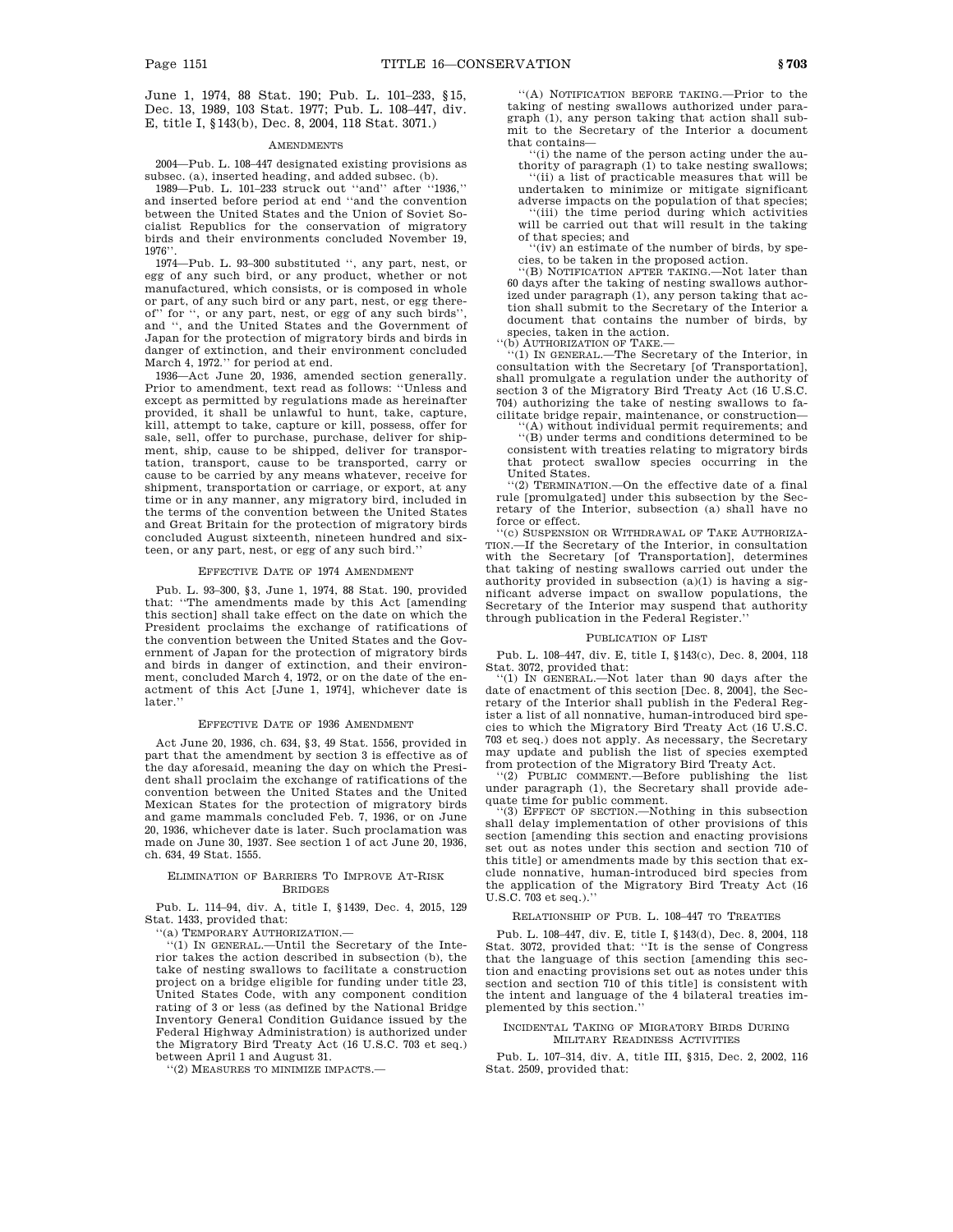June 1, 1974, 88 Stat. 190; Pub. L. 101–233, §15, Dec. 13, 1989, 103 Stat. 1977; Pub. L. 108–447, div. E, title I, §143(b), Dec. 8, 2004, 118 Stat. 3071.)

## AMENDMENTS

2004—Pub. L. 108–447 designated existing provisions as subsec. (a), inserted heading, and added subsec. (b).

1989—Pub. L. 101–233 struck out "and" after "1936," and inserted before period at end "and the convention between the United States and the Union of Soviet Socialist Republics for the conservation of migratory birds and their environments concluded November 19, 1976".

1974—Pub. L. 93–300 substituted ", any part, nest, or egg of any such bird, or any product, whether or not manufactured, which consists, or is composed in whole or part, of any such bird or any part, nest, or egg thereof" for ", or any part, nest, or egg of any such birds", and ", and the United States and the Government of Japan for the protection of migratory birds and birds in danger of extinction, and their environment concluded March 4, 1972." for period at end.

1936—Act June 20, 1936, amended section generally. Prior to amendment, text read as follows: "Unless and except as permitted by regulations made as hereinafter provided, it shall be unlawful to hunt, take, capture, kill, attempt to take, capture or kill, possess, offer for sale, sell, offer to purchase, purchase, deliver for shipment, ship, cause to be shipped, deliver for transportation, transport, cause to be transported, carry or cause to be carried by any means whatever, receive for shipment, transportation or carriage, or export, at any time or in any manner, any migratory bird, included in the terms of the convention between the United States and Great Britain for the protection of migratory birds concluded August sixteenth, nineteen hundred and sixteen, or any part, nest, or egg of any such bird."

## EFFECTIVE DATE OF 1974 AMENDMENT

Pub. L. 93–300, §3, June 1, 1974, 88 Stat. 190, provided that: "The amendments made by this Act [amending this section] shall take effect on the date on which the President proclaims the exchange of ratifications of the convention between the United States and the Government of Japan for the protection of migratory birds and birds in danger of extinction, and their environment, concluded March 4, 1972, or on the date of the enactment of this Act [June 1, 1974], whichever date is later."

## EFFECTIVE DATE OF 1936 AMENDMENT

Act June 20, 1936, ch. 634, §3, 49 Stat. 1556, provided in part that the amendment by section 3 is effective as of the day aforesaid, meaning the day on which the President shall proclaim the exchange of ratifications of the convention between the United States and the United Mexican States for the protection of migratory birds and game mammals concluded Feb. 7, 1936, or on June 20, 1936, whichever date is later. Such proclamation was made on June 30, 1937. See section 1 of act June 20, 1936, ch. 634, 49 Stat. 1555.

## ELIMINATION OF BARRIERS TO IMPROVE AT-RISK BRIDGES

Pub. L. 114–94, div. A, title I, §1439, Dec. 4, 2015, 129 Stat. 1433, provided that:

"(a) TEMPORARY AUTHORIZATION.—

"(1) IN GENERAL.—Until the Secretary of the Interior takes the action described in subsection (b), the take of nesting swallows to facilitate a construction project on a bridge eligible for funding under title 23, United States Code, with any component condition rating of 3 or less (as defined by the National Bridge Inventory General Condition Guidance issued by the Federal Highway Administration) is authorized under the Migratory Bird Treaty Act (16 U.S.C. 703 et seq.) between April 1 and August 31.

"(2) MEASURES TO MINIMIZE IMPACTS.—

"(A) NOTIFICATION BEFORE TAKING.—Prior to the taking of nesting swallows authorized under paragraph (1), any person taking that action shall submit to the Secretary of the Interior a document that contains—

"(i) the name of the person acting under the authority of paragraph (1) to take nesting swallows;

"(ii) a list of practicable measures that will be undertaken to minimize or mitigate significant adverse impacts on the population of that species;

"(iii) the time period during which activities will be carried out that will result in the taking of that species; and

"(iv) an estimate of the number of birds, by species, to be taken in the proposed action.

"(B) NOTIFICATION AFTER TAKING.—Not later than 60 days after the taking of nesting swallows authorized under paragraph (1), any person taking that action shall submit to the Secretary of the Interior a document that contains the number of birds, by species, taken in the action.

"(b) AUTHORIZATION OF TAKE.—

"(1) IN GENERAL.—The Secretary of the Interior, in consultation with the Secretary [of Transportation], shall promulgate a regulation under the authority of section 3 of the Migratory Bird Treaty Act (16 U.S.C. 704) authorizing the take of nesting swallows to facilitate bridge repair, maintenance, or construction—

"(A) without individual permit requirements; and

"(B) under terms and conditions determined to be consistent with treaties relating to migratory birds that protect swallow species occurring in the United States.

"(2) TERMINATION.—On the effective date of a final rule [promulgated] under this subsection by the Secretary of the Interior, subsection (a) shall have no force or effect.

"(c) SUSPENSION OR WITHDRAWAL OF TAKE AUTHORIZATION.—If the Secretary of the Interior, in consultation with the Secretary [of Transportation], determines that taking of nesting swallows carried out under the authority provided in subsection (a)(1) is having a significant adverse impact on swallow populations, the Secretary of the Interior may suspend that authority through publication in the Federal Register."

## PUBLICATION OF LIST

Pub. L. 108–447, div. E, title I, §143(c), Dec. 8, 2004, 118 Stat. 3072, provided that:

"(1) IN GENERAL.—Not later than 90 days after the date of enactment of this section [Dec. 8, 2004], the Secretary of the Interior shall publish in the Federal Register a list of all nonnative, human-introduced bird species to which the Migratory Bird Treaty Act (16 U.S.C. 703 et seq.) does not apply. As necessary, the Secretary may update and publish the list of species exempted from protection of the Migratory Bird Treaty Act.

"(2) PUBLIC COMMENT.—Before publishing the list under paragraph (1), the Secretary shall provide adequate time for public comment.

"(3) EFFECT OF SECTION.—Nothing in this subsection shall delay implementation of other provisions of this section [amending this section and enacting provisions set out as notes under this section and section 710 of this title] or amendments made by this section that exclude nonnative, human-introduced bird species from the application of the Migratory Bird Treaty Act (16 U.S.C. 703 et seq.)."

## RELATIONSHIP OF PUB. L. 108–447 TO TREATIES

Pub. L. 108–447, div. E, title I, §143(d), Dec. 8, 2004, 118 Stat. 3072, provided that: "It is the sense of Congress that the language of this section [amending this section and enacting provisions set out as notes under this section and section 710 of this title] is consistent with the intent and language of the 4 bilateral treaties implemented by this section."

## INCIDENTAL TAKING OF MIGRATORY BIRDS DURING MILITARY READINESS ACTIVITIES

Pub. L. 107–314, div. A, title III, §315, Dec. 2, 2002, 116 Stat. 2509, provided that: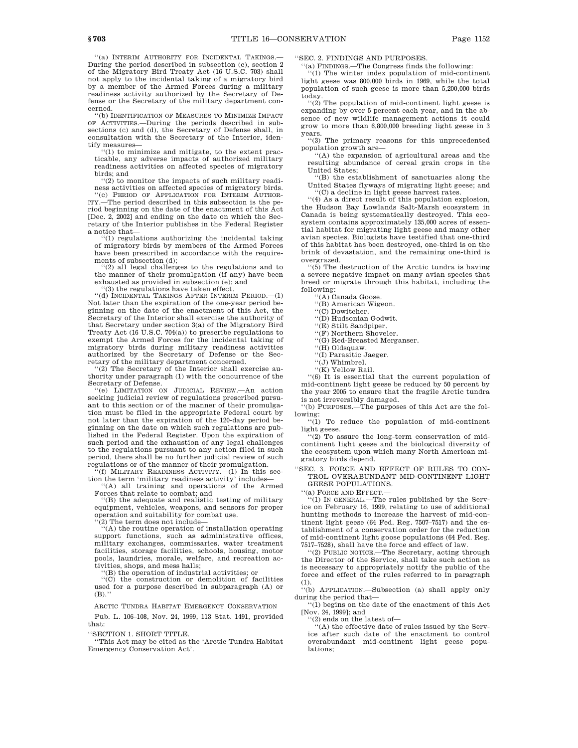"(a) INTERIM AUTHORITY FOR INCIDENTAL TAKINGS.—During the period described in subsection (c), section 2 of the Migratory Bird Treaty Act (16 U.S.C. 703) shall not apply to the incidental taking of a migratory bird by a member of the Armed Forces during a military readiness activity authorized by the Secretary of Defense or the Secretary of the military department concerned.

"(b) IDENTIFICATION OF MEASURES TO MINIMIZE IMPACT OF ACTIVITIES.—During the periods described in subsections (c) and (d), the Secretary of Defense shall, in consultation with the Secretary of the Interior, identify measures—

"(1) to minimize and mitigate, to the extent practicable, any adverse impacts of authorized military readiness activities on affected species of migratory birds; and

"(2) to monitor the impacts of such military readiness activities on affected species of migratory birds.

"(c) PERIOD OF APPLICATION FOR INTERIM AUTHORITY.—The period described in this subsection is the period beginning on the date of the enactment of this Act [Dec. 2, 2002] and ending on the date on which the Secretary of the Interior publishes in the Federal Register a notice that—

"(1) regulations authorizing the incidental taking of migratory birds by members of the Armed Forces have been prescribed in accordance with the requirements of subsection (d);

"(2) all legal challenges to the regulations and to the manner of their promulgation (if any) have been exhausted as provided in subsection (e); and

"(3) the regulations have taken effect.

"(d) INCIDENTAL TAKINGS AFTER INTERIM PERIOD.—(1) Not later than the expiration of the one-year period beginning on the date of the enactment of this Act, the Secretary of the Interior shall exercise the authority of that Secretary under section 3(a) of the Migratory Bird Treaty Act (16 U.S.C. 704(a)) to prescribe regulations to exempt the Armed Forces for the incidental taking of migratory birds during military readiness activities authorized by the Secretary of Defense or the Secretary of the military department concerned.

"(2) The Secretary of the Interior shall exercise authority under paragraph (1) with the concurrence of the Secretary of Defense.

"(e) LIMITATION ON JUDICIAL REVIEW.—An action seeking judicial review of regulations prescribed pursuant to this section or of the manner of their promulgation must be filed in the appropriate Federal court by not later than the expiration of the 120-day period beginning on the date on which such regulations are published in the Federal Register. Upon the expiration of such period and the exhaustion of any legal challenges to the regulations pursuant to any action filed in such period, there shall be no further judicial review of such regulations or of the manner of their promulgation.

"(f) MILITARY READINESS ACTIVITY.—(1) In this section the term 'military readiness activity' includes—

"(A) all training and operations of the Armed Forces that relate to combat; and

"(B) the adequate and realistic testing of military equipment, vehicles, weapons, and sensors for proper operation and suitability for combat use.

"(2) The term does not include—

"(A) the routine operation of installation operating support functions, such as administrative offices, military exchanges, commissaries, water treatment facilities, storage facilities, schools, housing, motor pools, laundries, morale, welfare, and recreation activities, shops, and mess halls;

"(B) the operation of industrial activities; or

"(C) the construction or demolition of facilities used for a purpose described in subparagraph (A) or (B)."

ARCTIC TUNDRA HABITAT EMERGENCY CONSERVATION

Pub. L. 106–108, Nov. 24, 1999, 113 Stat. 1491, provided that:

"SECTION 1. SHORT TITLE.

"This Act may be cited as the 'Arctic Tundra Habitat Emergency Conservation Act'.

"SEC. 2. FINDINGS AND PURPOSES.

"(a) FINDINGS.—The Congress finds the following:

"(1) The winter index population of mid-continent light geese was 800,000 birds in 1969, while the total population of such geese is more than 5,200,000 birds today.

"(2) The population of mid-continent light geese is expanding by over 5 percent each year, and in the absence of new wildlife management actions it could grow to more than 6,800,000 breeding light geese in 3 years.

"(3) The primary reasons for this unprecedented population growth are—

"(A) the expansion of agricultural areas and the resulting abundance of cereal grain crops in the United States;

"(B) the establishment of sanctuaries along the United States flyways of migrating light geese; and

"(C) a decline in light geese harvest rates.

"(4) As a direct result of this population explosion, the Hudson Bay Lowlands Salt-Marsh ecosystem in Canada is being systematically destroyed. This ecosystem contains approximately 135,000 acres of essential habitat for migrating light geese and many other avian species. Biologists have testified that one-third of this habitat has been destroyed, one-third is on the brink of devastation, and the remaining one-third is overgrazed.

"(5) The destruction of the Arctic tundra is having a severe negative impact on many avian species that breed or migrate through this habitat, including the following:

"(A) Canada Goose.

"(B) American Wigeon.

"(C) Dowitcher.

"(D) Hudsonian Godwit.

"(E) Stilt Sandpiper.

"(F) Northern Shoveler.

"(G) Red-Breasted Merganser.

"(H) Oldsquaw.

"(I) Parasitic Jaeger.

"(J) Whimbrel.

"(K) Yellow Rail.

"(6) It is essential that the current population of mid-continent light geese be reduced by 50 percent by the year 2005 to ensure that the fragile Arctic tundra is not irreversibly damaged.

"(b) PURPOSES.—The purposes of this Act are the following:

"(1) To reduce the population of mid-continent light geese.

"(2) To assure the long-term conservation of mid-continent light geese and the biological diversity of the ecosystem upon which many North American migratory birds depend.

"SEC. 3. FORCE AND EFFECT OF RULES TO CONTROL OVERABUNDANT MID-CONTINENT LIGHT GEESE POPULATIONS.

"(a) FORCE AND EFFECT.—

"(1) IN GENERAL.—The rules published by the Service on February 16, 1999, relating to use of additional hunting methods to increase the harvest of mid-continent light geese (64 Fed. Reg. 7507–7517) and the establishment of a conservation order for the reduction of mid-continent light goose populations (64 Fed. Reg. 7517–7528), shall have the force and effect of law.

"(2) PUBLIC NOTICE.—The Secretary, acting through the Director of the Service, shall take such action as is necessary to appropriately notify the public of the force and effect of the rules referred to in paragraph (1).

"(b) APPLICATION.—Subsection (a) shall apply only during the period that—

"(1) begins on the date of the enactment of this Act [Nov. 24, 1999]; and

"(2) ends on the latest of—

"(A) the effective date of rules issued by the Service after such date of the enactment to control overabundant mid-continent light geese populations;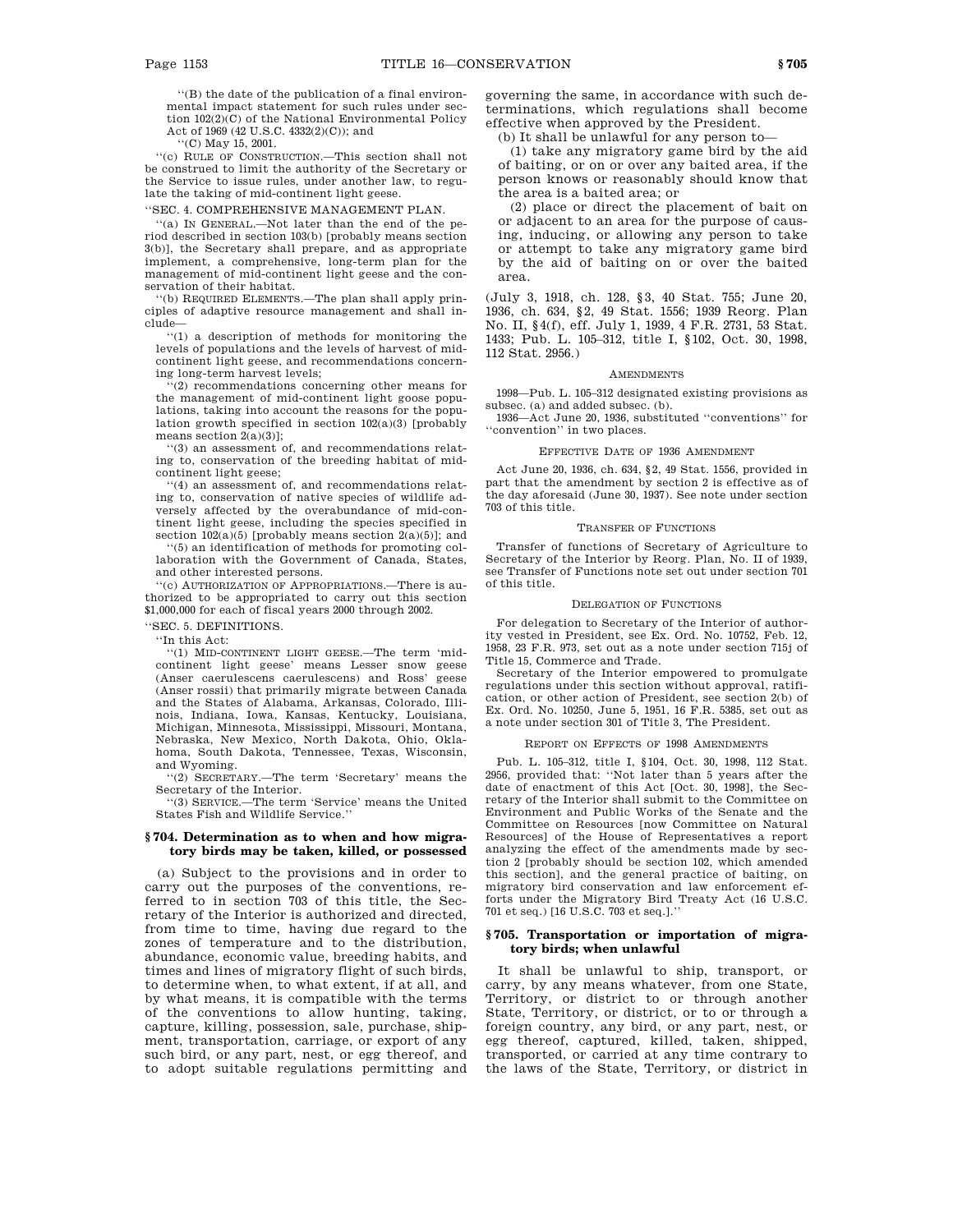"(B) the date of the publication of a final environmental impact statement for such rules under section 102(2)(C) of the National Environmental Policy Act of 1969 (42 U.S.C. 4332(2)(C)); and

"(C) May 15, 2001.

"(c) RULE OF CONSTRUCTION.—This section shall not be construed to limit the authority of the Secretary or the Service to issue rules, under another law, to regulate the taking of mid-continent light geese.

"SEC. 4. COMPREHENSIVE MANAGEMENT PLAN.

"(a) IN GENERAL.—Not later than the end of the period described in section 103(b) [probably means section 3(b)], the Secretary shall prepare, and as appropriate implement, a comprehensive, long-term plan for the management of mid-continent light geese and the conservation of their habitat.

"(b) REQUIRED ELEMENTS.—The plan shall apply principles of adaptive resource management and shall include—

"(1) a description of methods for monitoring the levels of populations and the levels of harvest of mid-continent light geese, and recommendations concerning long-term harvest levels;

"(2) recommendations concerning other means for the management of mid-continent light goose populations, taking into account the reasons for the population growth specified in section 102(a)(3) [probably means section 2(a)(3)];

"(3) an assessment of, and recommendations relating to, conservation of the breeding habitat of mid-continent light geese;

"(4) an assessment of, and recommendations relating to, conservation of native species of wildlife adversely affected by the overabundance of mid-continent light geese, including the species specified in section 102(a)(5) [probably means section 2(a)(5)]; and

"(5) an identification of methods for promoting collaboration with the Government of Canada, States, and other interested persons.

"(c) AUTHORIZATION OF APPROPRIATIONS.—There is authorized to be appropriated to carry out this section $1,000,000 for each of fiscal years 2000 through 2002.

"SEC. 5. DEFINITIONS.

"In this Act:

"(1) MID-CONTINENT LIGHT GEESE.—The term 'mid-continent light geese' means Lesser snow geese (Anser caerulescens caerulescens) and Ross' geese (Anser rossii) that primarily migrate between Canada and the States of Alabama, Arkansas, Colorado, Illinois, Indiana, Iowa, Kansas, Kentucky, Louisiana, Michigan, Minnesota, Mississippi, Missouri, Montana, Nebraska, New Mexico, North Dakota, Ohio, Oklahoma, South Dakota, Tennessee, Texas, Wisconsin, and Wyoming.

"(2) SECRETARY.—The term 'Secretary' means the Secretary of the Interior.

"(3) SERVICE.—The term 'Service' means the United States Fish and Wildlife Service."

### § 704. Determination as to when and how migratory birds may be taken, killed, or possessed

(a) Subject to the provisions and in order to carry out the purposes of the conventions, referred to in section 703 of this title, the Secretary of the Interior is authorized and directed, from time to time, having due regard to the zones of temperature and to the distribution, abundance, economic value, breeding habits, and times and lines of migratory flight of such birds, to determine when, to what extent, if at all, and by what means, it is compatible with the terms of the conventions to allow hunting, taking, capture, killing, possession, sale, purchase, shipment, transportation, carriage, or export of any such bird, or any part, nest, or egg thereof, and to adopt suitable regulations permitting and governing the same, in accordance with such determinations, which regulations shall become effective when approved by the President.

(b) It shall be unlawful for any person to—

(1) take any migratory game bird by the aid of baiting, or on or over any baited area, if the person knows or reasonably should know that the area is a baited area; or

(2) place or direct the placement of bait on or adjacent to an area for the purpose of causing, inducing, or allowing any person to take or attempt to take any migratory game bird by the aid of baiting on or over the baited area.

(July 3, 1918, ch. 128, §3, 40 Stat. 755; June 20, 1936, ch. 634, §2, 49 Stat. 1556; 1939 Reorg. Plan No. II, §4(f), eff. July 1, 1939, 4 F.R. 2731, 53 Stat. 1433; Pub. L. 105–312, title I, §102, Oct. 30, 1998, 112 Stat. 2956.)

#### AMENDMENTS

1998—Pub. L. 105–312 designated existing provisions as subsec. (a) and added subsec. (b).

1936—Act June 20, 1936, substituted "conventions" for "convention" in two places.

#### EFFECTIVE DATE OF 1936 AMENDMENT

Act June 20, 1936, ch. 634, §2, 49 Stat. 1556, provided in part that the amendment by section 2 is effective as of the day aforesaid (June 30, 1937). See note under section 703 of this title.

#### TRANSFER OF FUNCTIONS

Transfer of functions of Secretary of Agriculture to Secretary of the Interior by Reorg. Plan, No. II of 1939, see Transfer of Functions note set out under section 701 of this title.

#### DELEGATION OF FUNCTIONS

For delegation to Secretary of the Interior of authority vested in President, see Ex. Ord. No. 10752, Feb. 12, 1958, 23 F.R. 973, set out as a note under section 715j of Title 15, Commerce and Trade.

Secretary of the Interior empowered to promulgate regulations under this section without approval, ratification, or other action of President, see section 2(b) of Ex. Ord. No. 10250, June 5, 1951, 16 F.R. 5385, set out as a note under section 301 of Title 3, The President.

#### REPORT ON EFFECTS OF 1998 AMENDMENTS

Pub. L. 105–312, title I, §104, Oct. 30, 1998, 112 Stat. 2956, provided that: "Not later than 5 years after the date of enactment of this Act [Oct. 30, 1998], the Secretary of the Interior shall submit to the Committee on Environment and Public Works of the Senate and the Committee on Resources [now Committee on Natural Resources] of the House of Representatives a report analyzing the effect of the amendments made by section 2 [probably should be section 102, which amended this section], and the general practice of baiting, on migratory bird conservation and law enforcement efforts under the Migratory Bird Treaty Act (16 U.S.C. 701 et seq.) [16 U.S.C. 703 et seq.]."

### § 705. Transportation or importation of migratory birds; when unlawful

It shall be unlawful to ship, transport, or carry, by any means whatever, from one State, Territory, or district to or through another State, Territory, or district, or to or through a foreign country, any bird, or any part, nest, or egg thereof, captured, killed, taken, shipped, transported, or carried at any time contrary to the laws of the State, Territory, or district in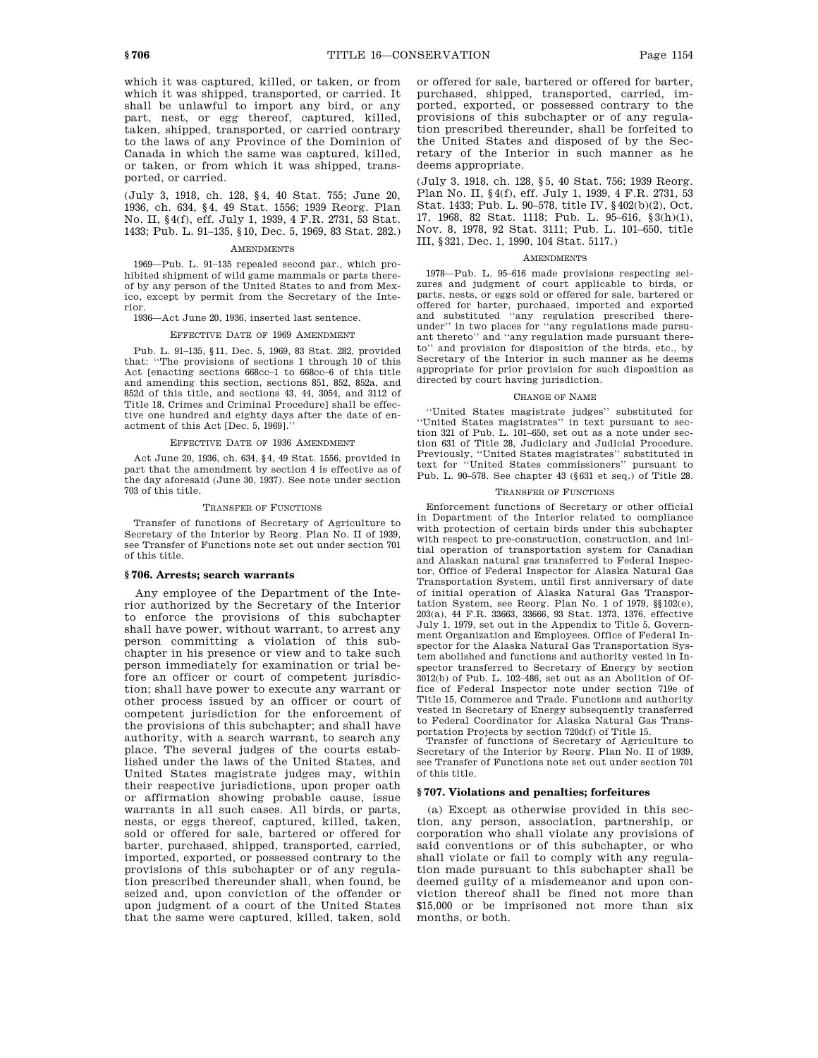which it was captured, killed, or taken, or from which it was shipped, transported, or carried. It shall be unlawful to import any bird, or any part, nest, or egg thereof, captured, killed, taken, shipped, transported, or carried contrary to the laws of any Province of the Dominion of Canada in which the same was captured, killed, or taken, or from which it was shipped, transported, or carried.

(July 3, 1918, ch. 128, §4, 40 Stat. 755; June 20, 1936, ch. 634, §4, 49 Stat. 1556; 1939 Reorg. Plan No. II, §4(f), eff. July 1, 1939, 4 F.R. 2731, 53 Stat. 1433; Pub. L. 91–135, §10, Dec. 5, 1969, 83 Stat. 282.)

AMENDMENTS

1969—Pub. L. 91–135 repealed second par., which prohibited shipment of wild game mammals or parts thereof by any person of the United States to and from Mexico, except by permit from the Secretary of the Interior.

1936—Act June 20, 1936, inserted last sentence.

EFFECTIVE DATE OF 1969 AMENDMENT

Pub. L. 91–135, §11, Dec. 5, 1969, 83 Stat. 282, provided that: ''The provisions of sections 1 through 10 of this Act [enacting sections 668cc–1 to 668cc–6 of this title and amending this section, sections 851, 852, 852a, and 852d of this title, and sections 43, 44, 3054, and 3112 of Title 18, Crimes and Criminal Procedure] shall be effective one hundred and eighty days after the date of enactment of this Act [Dec. 5, 1969].''

EFFECTIVE DATE OF 1936 AMENDMENT

Act June 20, 1936, ch. 634, §4, 49 Stat. 1556, provided in part that the amendment by section 4 is effective as of the day aforesaid (June 30, 1937). See note under section 703 of this title.

TRANSFER OF FUNCTIONS

Transfer of functions of Secretary of Agriculture to Secretary of the Interior by Reorg. Plan No. II of 1939, see Transfer of Functions note set out under section 701 of this title.

### § 706. Arrests; search warrants

Any employee of the Department of the Interior authorized by the Secretary of the Interior to enforce the provisions of this subchapter shall have power, without warrant, to arrest any person committing a violation of this subchapter in his presence or view and to take such person immediately for examination or trial before an officer or court of competent jurisdiction; shall have power to execute any warrant or other process issued by an officer or court of competent jurisdiction for the enforcement of the provisions of this subchapter; and shall have authority, with a search warrant, to search any place. The several judges of the courts established under the laws of the United States, and United States magistrate judges may, within their respective jurisdictions, upon proper oath or affirmation showing probable cause, issue warrants in all such cases. All birds, or parts, nests, or eggs thereof, captured, killed, taken, sold or offered for sale, bartered or offered for barter, purchased, shipped, transported, carried, imported, exported, or possessed contrary to the provisions of this subchapter or of any regulation prescribed thereunder shall, when found, be seized and, upon conviction of the offender or upon judgment of a court of the United States that the same were captured, killed, taken, sold or offered for sale, bartered or offered for barter, purchased, shipped, transported, carried, imported, exported, or possessed contrary to the provisions of this subchapter or of any regulation prescribed thereunder, shall be forfeited to the United States and disposed of by the Secretary of the Interior in such manner as he deems appropriate.

(July 3, 1918, ch. 128, §5, 40 Stat. 756; 1939 Reorg. Plan No. II, §4(f), eff. July 1, 1939, 4 F.R. 2731, 53 Stat. 1433; Pub. L. 90–578, title IV, §402(b)(2), Oct. 17, 1968, 82 Stat. 1118; Pub. L. 95–616, §3(h)(1), Nov. 8, 1978, 92 Stat. 3111; Pub. L. 101–650, title III, §321, Dec. 1, 1990, 104 Stat. 5117.)

AMENDMENTS

1978—Pub. L. 95–616 made provisions respecting seizures and judgment of court applicable to birds, or parts, nests, or eggs sold or offered for sale, bartered or offered for barter, purchased, imported and exported and substituted ''any regulation prescribed thereunder'' in two places for ''any regulations made pursuant thereto'' and ''any regulation made pursuant thereto'' and provision for disposition of the birds, etc., by Secretary of the Interior in such manner as he deems appropriate for prior provision for such disposition as directed by court having jurisdiction.

CHANGE OF NAME

''United States magistrate judges'' substituted for ''United States magistrates'' in text pursuant to section 321 of Pub. L. 101–650, set out as a note under section 631 of Title 28, Judiciary and Judicial Procedure. Previously, ''United States magistrates'' substituted in text for ''United States commissioners'' pursuant to Pub. L. 90–578. See chapter 43 (§631 et seq.) of Title 28.

TRANSFER OF FUNCTIONS

Enforcement functions of Secretary or other official in Department of the Interior related to compliance with protection of certain birds under this subchapter with respect to pre-construction, construction, and initial operation of transportation system for Canadian and Alaskan natural gas transferred to Federal Inspector, Office of Federal Inspector for Alaska Natural Gas Transportation System, until first anniversary of date of initial operation of Alaska Natural Gas Transportation System, see Reorg. Plan No. 1 of 1979, §§102(e), 203(a), 44 F.R. 33663, 33666, 93 Stat. 1373, 1376, effective July 1, 1979, set out in the Appendix to Title 5, Government Organization and Employees. Office of Federal Inspector for the Alaska Natural Gas Transportation System abolished and functions and authority vested in Inspector transferred to Secretary of Energy by section 3012(b) of Pub. L. 102–486, set out as an Abolition of Office of Federal Inspector note under section 719e of Title 15, Commerce and Trade. Functions and authority vested in Secretary of Energy subsequently transferred to Federal Coordinator for Alaska Natural Gas Transportation Projects by section 720d(f) of Title 15.

Transfer of functions of Secretary of Agriculture to Secretary of the Interior by Reorg. Plan No. II of 1939, see Transfer of Functions note set out under section 701 of this title.

### § 707. Violations and penalties; forfeitures

(a) Except as otherwise provided in this section, any person, association, partnership, or corporation who shall violate any provisions of said conventions or of this subchapter, or who shall violate or fail to comply with any regulation made pursuant to this subchapter shall be deemed guilty of a misdemeanor and upon conviction thereof shall be fined not more than $15,000 or be imprisoned not more than six months, or both.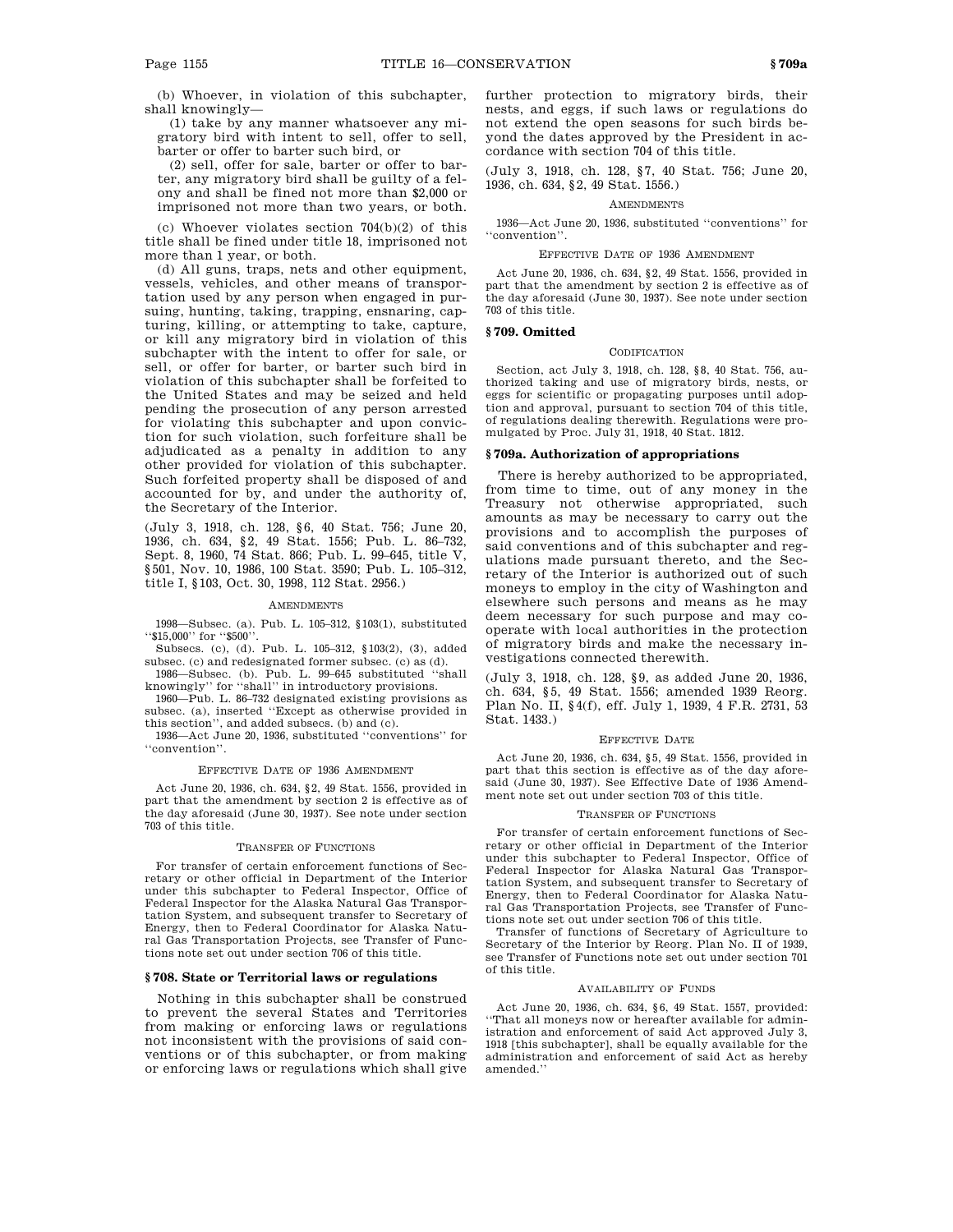(b) Whoever, in violation of this subchapter, shall knowingly—

(1) take by any manner whatsoever any migratory bird with intent to sell, offer to sell, barter or offer to barter such bird, or

(2) sell, offer for sale, barter or offer to barter, any migratory bird shall be guilty of a felony and shall be fined not more than $2,000 or imprisoned not more than two years, or both.

(c) Whoever violates section 704(b)(2) of this title shall be fined under title 18, imprisoned not more than 1 year, or both.

(d) All guns, traps, nets and other equipment, vessels, vehicles, and other means of transportation used by any person when engaged in pursuing, hunting, taking, trapping, ensnaring, capturing, killing, or attempting to take, capture, or kill any migratory bird in violation of this subchapter with the intent to offer for sale, or sell, or offer for barter, or barter such bird in violation of this subchapter shall be forfeited to the United States and may be seized and held pending the prosecution of any person arrested for violating this subchapter and upon conviction for such violation, such forfeiture shall be adjudicated as a penalty in addition to any other provided for violation of this subchapter. Such forfeited property shall be disposed of and accounted for by, and under the authority of, the Secretary of the Interior.

(July 3, 1918, ch. 128, §6, 40 Stat. 756; June 20, 1936, ch. 634, §2, 49 Stat. 1556; Pub. L. 86–732, Sept. 8, 1960, 74 Stat. 866; Pub. L. 99–645, title V, §501, Nov. 10, 1986, 100 Stat. 3590; Pub. L. 105–312, title I, §103, Oct. 30, 1998, 112 Stat. 2956.)

AMENDMENTS

1998—Subsec. (a). Pub. L. 105–312, §103(1), substituted ''$15,000'' for ''$500''.

Subsecs. (c), (d). Pub. L. 105–312, §103(2), (3), added subsec. (c) and redesignated former subsec. (c) as (d).

1986—Subsec. (b). Pub. L. 99–645 substituted ''shall knowingly'' for ''shall'' in introductory provisions.

1960—Pub. L. 86–732 designated existing provisions as subsec. (a), inserted ''Except as otherwise provided in this section'', and added subsecs. (b) and (c).

1936—Act June 20, 1936, substituted ''conventions'' for ''convention''.

EFFECTIVE DATE OF 1936 AMENDMENT

Act June 20, 1936, ch. 634, §2, 49 Stat. 1556, provided in part that the amendment by section 2 is effective as of the day aforesaid (June 30, 1937). See note under section 703 of this title.

TRANSFER OF FUNCTIONS

For transfer of certain enforcement functions of Secretary or other official in Department of the Interior under this subchapter to Federal Inspector, Office of Federal Inspector for the Alaska Natural Gas Transportation System, and subsequent transfer to Secretary of Energy, then to Federal Coordinator for Alaska Natural Gas Transportation Projects, see Transfer of Functions note set out under section 706 of this title.

## § 708. State or Territorial laws or regulations

Nothing in this subchapter shall be construed to prevent the several States and Territories from making or enforcing laws or regulations not inconsistent with the provisions of said conventions or of this subchapter, or from making or enforcing laws or regulations which shall give further protection to migratory birds, their nests, and eggs, if such laws or regulations do not extend the open seasons for such birds beyond the dates approved by the President in accordance with section 704 of this title.

(July 3, 1918, ch. 128, §7, 40 Stat. 756; June 20, 1936, ch. 634, §2, 49 Stat. 1556.)

AMENDMENTS

1936—Act June 20, 1936, substituted ''conventions'' for ''convention''.

EFFECTIVE DATE OF 1936 AMENDMENT

Act June 20, 1936, ch. 634, §2, 49 Stat. 1556, provided in part that the amendment by section 2 is effective as of the day aforesaid (June 30, 1937). See note under section 703 of this title.

## § 709. Omitted

CODIFICATION

Section, act July 3, 1918, ch. 128, §8, 40 Stat. 756, authorized taking and use of migratory birds, nests, or eggs for scientific or propagating purposes until adoption and approval, pursuant to section 704 of this title, of regulations dealing therewith. Regulations were promulgated by Proc. July 31, 1918, 40 Stat. 1812.

## § 709a. Authorization of appropriations

There is hereby authorized to be appropriated, from time to time, out of any money in the Treasury not otherwise appropriated, such amounts as may be necessary to carry out the provisions and to accomplish the purposes of said conventions and of this subchapter and regulations made pursuant thereto, and the Secretary of the Interior is authorized out of such moneys to employ in the city of Washington and elsewhere such persons and means as he may deem necessary for such purpose and may cooperate with local authorities in the protection of migratory birds and make the necessary investigations connected therewith.

(July 3, 1918, ch. 128, §9, as added June 20, 1936, ch. 634, §5, 49 Stat. 1556; amended 1939 Reorg. Plan No. II, §4(f), eff. July 1, 1939, 4 F.R. 2731, 53 Stat. 1433.)

EFFECTIVE DATE

Act June 20, 1936, ch. 634, §5, 49 Stat. 1556, provided in part that this section is effective as of the day aforesaid (June 30, 1937). See Effective Date of 1936 Amendment note set out under section 703 of this title.

TRANSFER OF FUNCTIONS

For transfer of certain enforcement functions of Secretary or other official in Department of the Interior under this subchapter to Federal Inspector, Office of Federal Inspector for Alaska Natural Gas Transportation System, and subsequent transfer to Secretary of Energy, then to Federal Coordinator for Alaska Natural Gas Transportation Projects, see Transfer of Functions note set out under section 706 of this title.

Transfer of functions of Secretary of Agriculture to Secretary of the Interior by Reorg. Plan No. II of 1939, see Transfer of Functions note set out under section 701 of this title.

AVAILABILITY OF FUNDS

Act June 20, 1936, ch. 634, §6, 49 Stat. 1557, provided: ''That all moneys now or hereafter available for administration and enforcement of said Act approved July 3, 1918 [this subchapter], shall be equally available for the administration and enforcement of said Act as hereby amended.''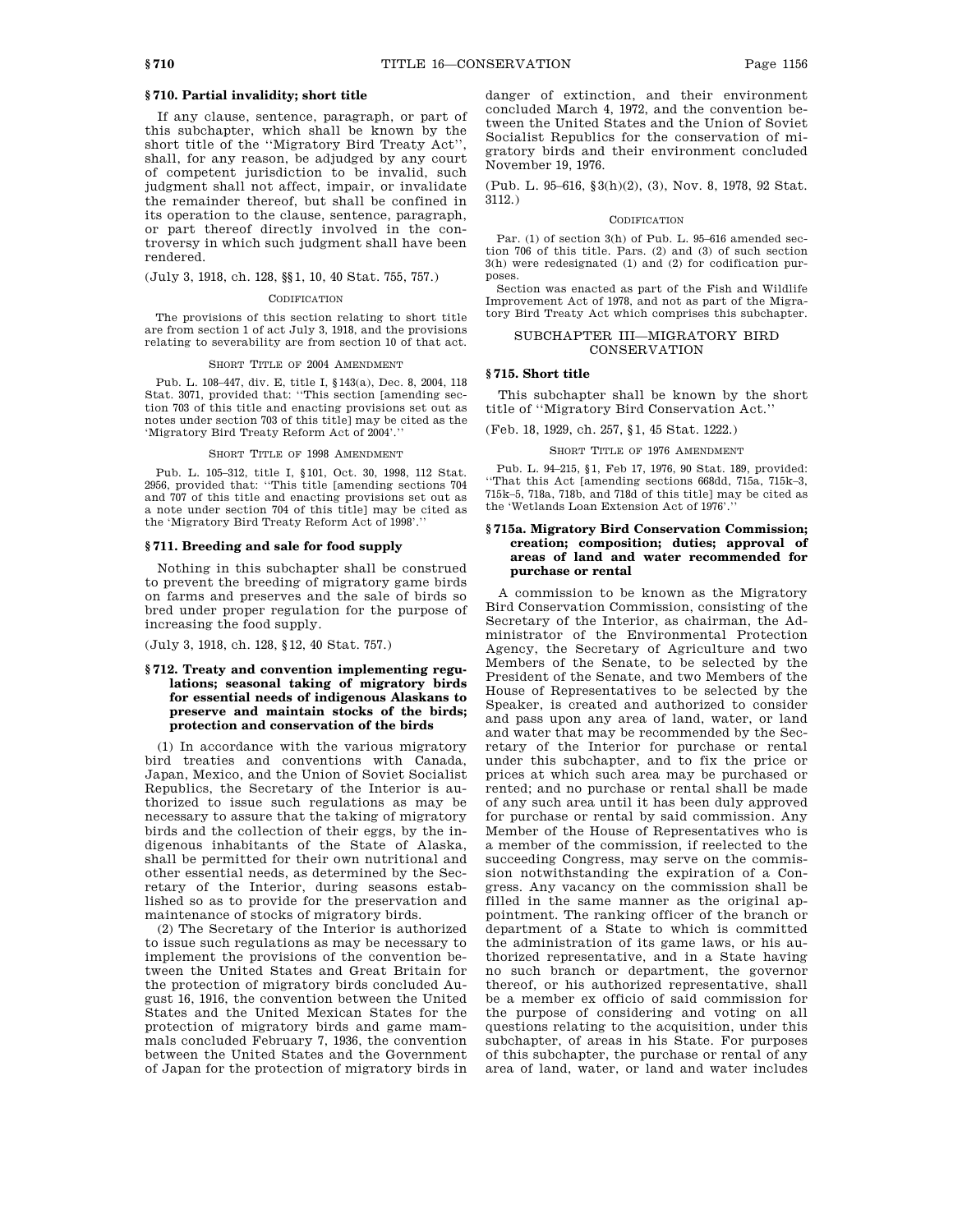### § 710. Partial invalidity; short title

If any clause, sentence, paragraph, or part of this subchapter, which shall be known by the short title of the ''Migratory Bird Treaty Act'', shall, for any reason, be adjudged by any court of competent jurisdiction to be invalid, such judgment shall not affect, impair, or invalidate the remainder thereof, but shall be confined in its operation to the clause, sentence, paragraph, or part thereof directly involved in the controversy in which such judgment shall have been rendered.

(July 3, 1918, ch. 128, §§1, 10, 40 Stat. 755, 757.)

CODIFICATION

The provisions of this section relating to short title are from section 1 of act July 3, 1918, and the provisions relating to severability are from section 10 of that act.

SHORT TITLE OF 2004 AMENDMENT

Pub. L. 108–447, div. E, title I, §143(a), Dec. 8, 2004, 118 Stat. 3071, provided that: ''This section [amending section 703 of this title and enacting provisions set out as notes under section 703 of this title] may be cited as the 'Migratory Bird Treaty Reform Act of 2004'.''

SHORT TITLE OF 1998 AMENDMENT

Pub. L. 105–312, title I, §101, Oct. 30, 1998, 112 Stat. 2956, provided that: ''This title [amending sections 704 and 707 of this title and enacting provisions set out as a note under section 704 of this title] may be cited as the 'Migratory Bird Treaty Reform Act of 1998'.''

### § 711. Breeding and sale for food supply

Nothing in this subchapter shall be construed to prevent the breeding of migratory game birds on farms and preserves and the sale of birds so bred under proper regulation for the purpose of increasing the food supply.

(July 3, 1918, ch. 128, §12, 40 Stat. 757.)

### § 712. Treaty and convention implementing regulations; seasonal taking of migratory birds for essential needs of indigenous Alaskans to preserve and maintain stocks of the birds; protection and conservation of the birds

(1) In accordance with the various migratory bird treaties and conventions with Canada, Japan, Mexico, and the Union of Soviet Socialist Republics, the Secretary of the Interior is authorized to issue such regulations as may be necessary to assure that the taking of migratory birds and the collection of their eggs, by the indigenous inhabitants of the State of Alaska, shall be permitted for their own nutritional and other essential needs, as determined by the Secretary of the Interior, during seasons established so as to provide for the preservation and maintenance of stocks of migratory birds.

(2) The Secretary of the Interior is authorized to issue such regulations as may be necessary to implement the provisions of the convention between the United States and Great Britain for the protection of migratory birds concluded August 16, 1916, the convention between the United States and the United Mexican States for the protection of migratory birds and game mammals concluded February 7, 1936, the convention between the United States and the Government of Japan for the protection of migratory birds in danger of extinction, and their environment concluded March 4, 1972, and the convention between the United States and the Union of Soviet Socialist Republics for the conservation of migratory birds and their environment concluded November 19, 1976.

(Pub. L. 95–616, §3(h)(2), (3), Nov. 8, 1978, 92 Stat. 3112.)

CODIFICATION

Par. (1) of section 3(h) of Pub. L. 95–616 amended section 706 of this title. Pars. (2) and (3) of such section 3(h) were redesignated (1) and (2) for codification purposes.

Section was enacted as part of the Fish and Wildlife Improvement Act of 1978, and not as part of the Migratory Bird Treaty Act which comprises this subchapter.

## SUBCHAPTER III—MIGRATORY BIRD CONSERVATION

### § 715. Short title

This subchapter shall be known by the short title of ''Migratory Bird Conservation Act.''

(Feb. 18, 1929, ch. 257, §1, 45 Stat. 1222.)

SHORT TITLE OF 1976 AMENDMENT

Pub. L. 94–215, §1, Feb 17, 1976, 90 Stat. 189, provided: ''That this Act [amending sections 668dd, 715a, 715k–3, 715k–5, 718a, 718b, and 718d of this title] may be cited as the 'Wetlands Loan Extension Act of 1976'.''

### § 715a. Migratory Bird Conservation Commission; creation; composition; duties; approval of areas of land and water recommended for purchase or rental

A commission to be known as the Migratory Bird Conservation Commission, consisting of the Secretary of the Interior, as chairman, the Administrator of the Environmental Protection Agency, the Secretary of Agriculture and two Members of the Senate, to be selected by the President of the Senate, and two Members of the House of Representatives to be selected by the Speaker, is created and authorized to consider and pass upon any area of land, water, or land and water that may be recommended by the Secretary of the Interior for purchase or rental under this subchapter, and to fix the price or prices at which such area may be purchased or rented; and no purchase or rental shall be made of any such area until it has been duly approved for purchase or rental by said commission. Any Member of the House of Representatives who is a member of the commission, if reelected to the succeeding Congress, may serve on the commission notwithstanding the expiration of a Congress. Any vacancy on the commission shall be filled in the same manner as the original appointment. The ranking officer of the branch or department of a State to which is committed the administration of its game laws, or his authorized representative, and in a State having no such branch or department, the governor thereof, or his authorized representative, shall be a member ex officio of said commission for the purpose of considering and voting on all questions relating to the acquisition, under this subchapter, of areas in his State. For purposes of this subchapter, the purchase or rental of any area of land, water, or land and water includes